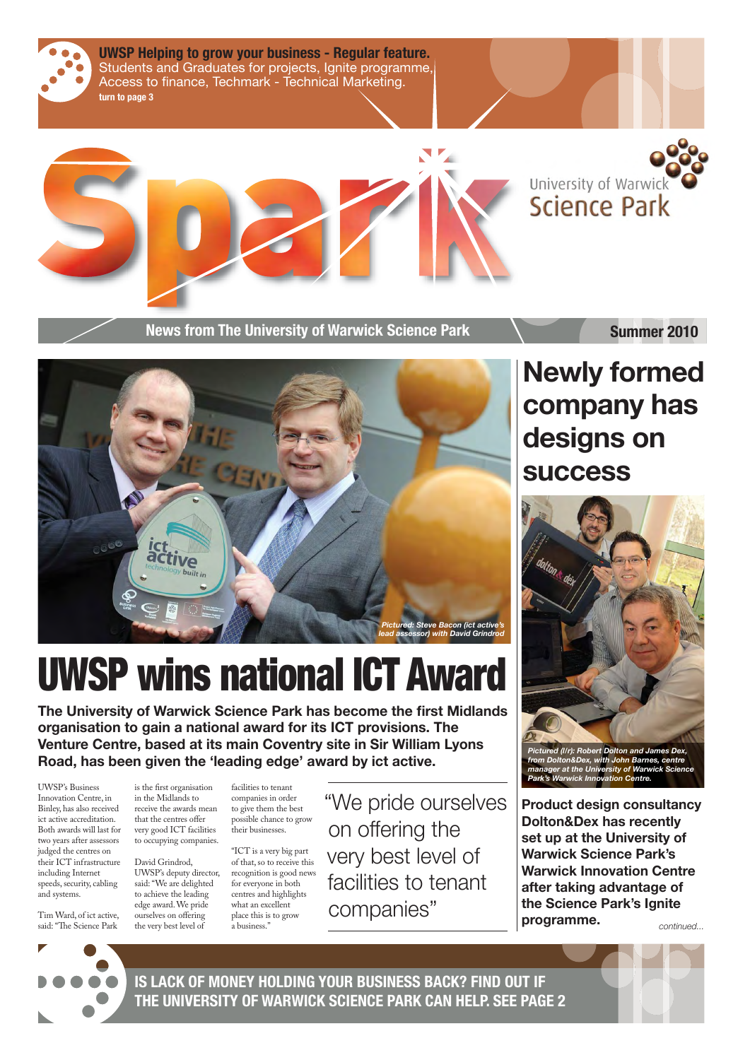**UWSP Helping to grow your business - Regular feature.**
Students and Graduates for projects, Ignite programme, Access to finance, Techmark - Technical Marketing.
**turn to page 3**

# Spark

University of Warwick Science Park

**News from The University of Warwick Science Park** — **Summer 2010**

*Pictured: Steve Bacon (ict active's lead assessor) with David Grindrod*

# UWSP wins national ICT Award

**The University of Warwick Science Park has become the first Midlands organisation to gain a national award for its ICT provisions. The Venture Centre, based at its main Coventry site in Sir William Lyons Road, has been given the 'leading edge' award by ict active.**

UWSP's Business Innovation Centre, in Binley, has also received ict active accreditation. Both awards will last for two years after assessors judged the centres on their ICT infrastructure including Internet speeds, security, cabling and systems.

Tim Ward, of ict active, said: "The Science Park is the first organisation in the Midlands to receive the awards mean that the centres offer very good ICT facilities to occupying companies.

David Grindrod, UWSP's deputy director, said: "We are delighted to achieve the leading edge award. We pride ourselves on offering the very best level of facilities to tenant companies in order to give them the best possible chance to grow their businesses.

"ICT is a very big part of that, so to receive this recognition is good news for everyone in both centres and highlights what an excellent place this is to grow a business."

> "We pride ourselves on offering the very best level of facilities to tenant companies"

## Newly formed company has designs on success

*Pictured (l/r): Robert Dolton and James Dex, from Dolton&Dex, with John Barnes, centre manager at the University of Warwick Science Park's Warwick Innovation Centre.*

**Product design consultancy Dolton&Dex has recently set up at the University of Warwick Science Park's Warwick Innovation Centre after taking advantage of the Science Park's Ignite programme.**

*continued...*

**IS LACK OF MONEY HOLDING YOUR BUSINESS BACK? FIND OUT IF THE UNIVERSITY OF WARWICK SCIENCE PARK CAN HELP. SEE PAGE 2**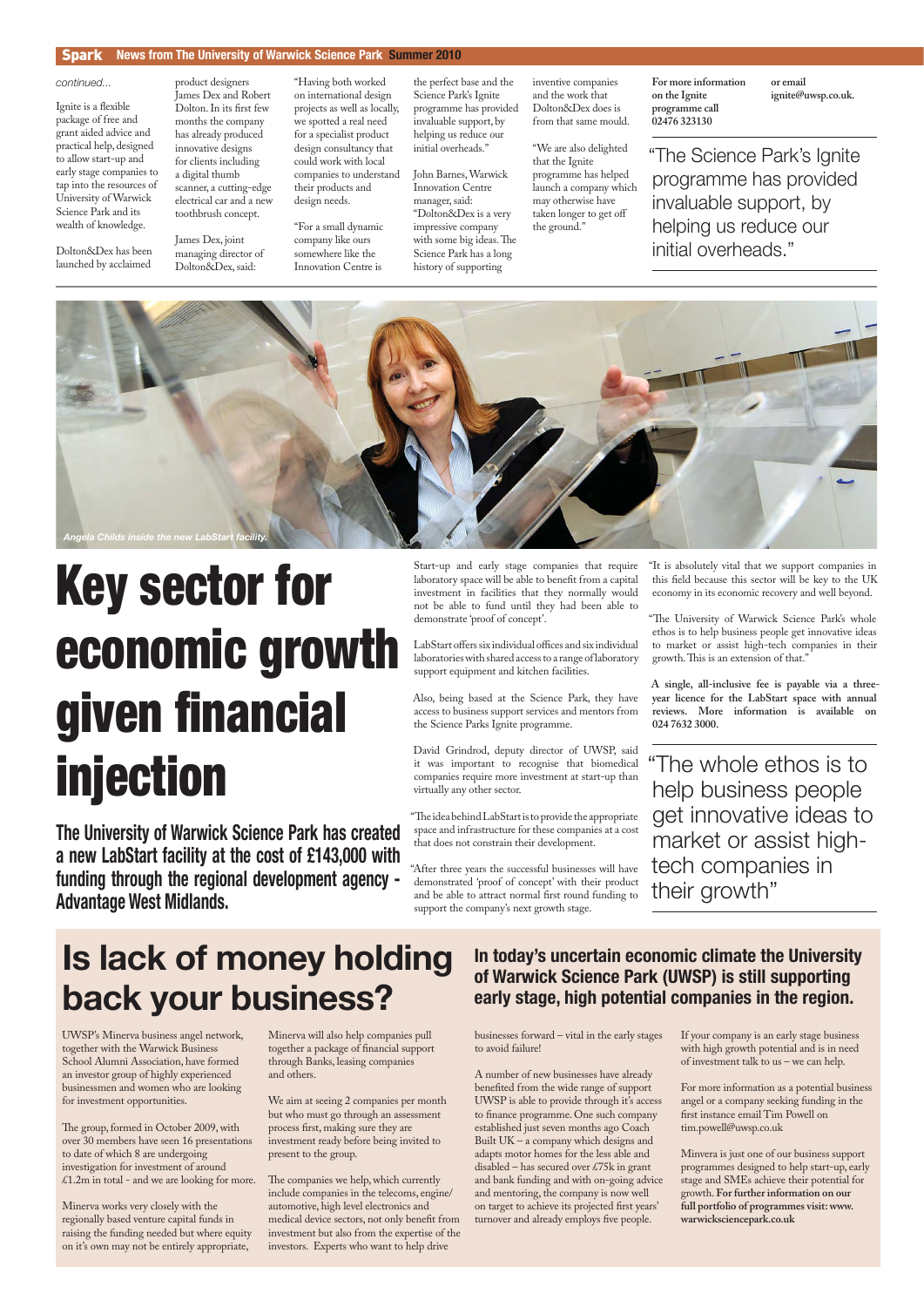*continued...*

Ignite is a flexible package of free and grant aided advice and practical help, designed to allow start-up and early stage companies to tap into the resources of University of Warwick Science Park and its wealth of knowledge.

Dolton&Dex has been launched by acclaimed product designers James Dex and Robert Dolton. In its first few months the company has already produced innovative designs for clients including a digital thumb scanner, a cutting-edge electrical car and a new toothbrush concept.

James Dex, joint managing director of Dolton&Dex, said:

"Having both worked on international design projects as well as locally, we spotted a real need for a specialist product design consultancy that could work with local companies to understand their products and design needs.

"For a small dynamic company like ours somewhere like the Innovation Centre is the perfect base and the Science Park's Ignite programme has provided invaluable support, by helping us reduce our initial overheads."

John Barnes, Warwick Innovation Centre manager, said: "Dolton&Dex is a very impressive company with some big ideas. The Science Park has a long history of supporting inventive companies and the work that Dolton&Dex does is from that same mould.

"We are also delighted that the Ignite programme has helped launch a company which may otherwise have taken longer to get off the ground."

**For more information on the Ignite programme call 02476 323130 or email ignite@uwsp.co.uk.**

> "The Science Park's Ignite programme has provided invaluable support, by helping us reduce our initial overheads."

*Angela Childs inside the new LabStart facility.*

# Key sector for economic growth given financial injection

**The University of Warwick Science Park has created a new LabStart facility at the cost of £143,000 with funding through the regional development agency - Advantage West Midlands.**

Start-up and early stage companies that require laboratory space will be able to benefit from a capital investment in facilities that they normally would not be able to fund until they had been able to demonstrate 'proof of concept'.

LabStart offers six individual offices and six individual laboratories with shared access to a range of laboratory support equipment and kitchen facilities.

Also, being based at the Science Park, they have access to business support services and mentors from the Science Parks Ignite programme.

David Grindrod, deputy director of UWSP, said it was important to recognise that biomedical companies require more investment at start-up than virtually any other sector.

"The idea behind LabStart is to provide the appropriate space and infrastructure for these companies at a cost that does not constrain their development.

"After three years the successful businesses will have demonstrated 'proof of concept' with their product and be able to attract normal first round funding to support the company's next growth stage.

"It is absolutely vital that we support companies in this field because this sector will be key to the UK economy in its economic recovery and well beyond.

"The University of Warwick Science Park's whole ethos is to help business people get innovative ideas to market or assist high-tech companies in their growth. This is an extension of that."

**A single, all-inclusive fee is payable via a three-year licence for the LabStart space with annual reviews. More information is available on 024 7632 3000.**

> "The whole ethos is to help business people get innovative ideas to market or assist high-tech companies in their growth"

# Is lack of money holding back your business?

## In today's uncertain economic climate the University of Warwick Science Park (UWSP) is still supporting early stage, high potential companies in the region.

UWSP's Minerva business angel network, together with the Warwick Business School Alumni Association, have formed an investor group of highly experienced businessmen and women who are looking for investment opportunities.

The group, formed in October 2009, with over 30 members have seen 16 presentations to date of which 8 are undergoing investigation for investment of around £1.2m in total - and we are looking for more.

Minerva works very closely with the regionally based venture capital funds in raising the funding needed but where equity on it's own may not be entirely appropriate, Minerva will also help companies pull together a package of financial support through Banks, leasing companies and others.

We aim at seeing 2 companies per month but who must go through an assessment process first, making sure they are investment ready before being invited to present to the group.

The companies we help, which currently include companies in the telecoms, engine/automotive, high level electronics and medical device sectors, not only benefit from investment but also from the expertise of the investors. Experts who want to help drive businesses forward – vital in the early stages to avoid failure!

A number of new businesses have already benefited from the wide range of support UWSP is able to provide through it's access to finance programme. One such company established just seven months ago Coach Built UK – a company which designs and adapts motor homes for the less able and disabled – has secured over £75k in grant and bank funding and with on-going advice and mentoring, the company is now well on target to achieve its projected first years' turnover and already employs five people.

If your company is an early stage business with high growth potential and is in need of investment talk to us – we can help.

For more information as a potential business angel or a company seeking funding in the first instance email Tim Powell on tim.powell@uwsp.co.uk

Minerva is just one of our business support programmes designed to help start-up, early stage and SMEs achieve their potential for growth. **For further information on our full portfolio of programmes visit: www.warwicksciencepark.co.uk**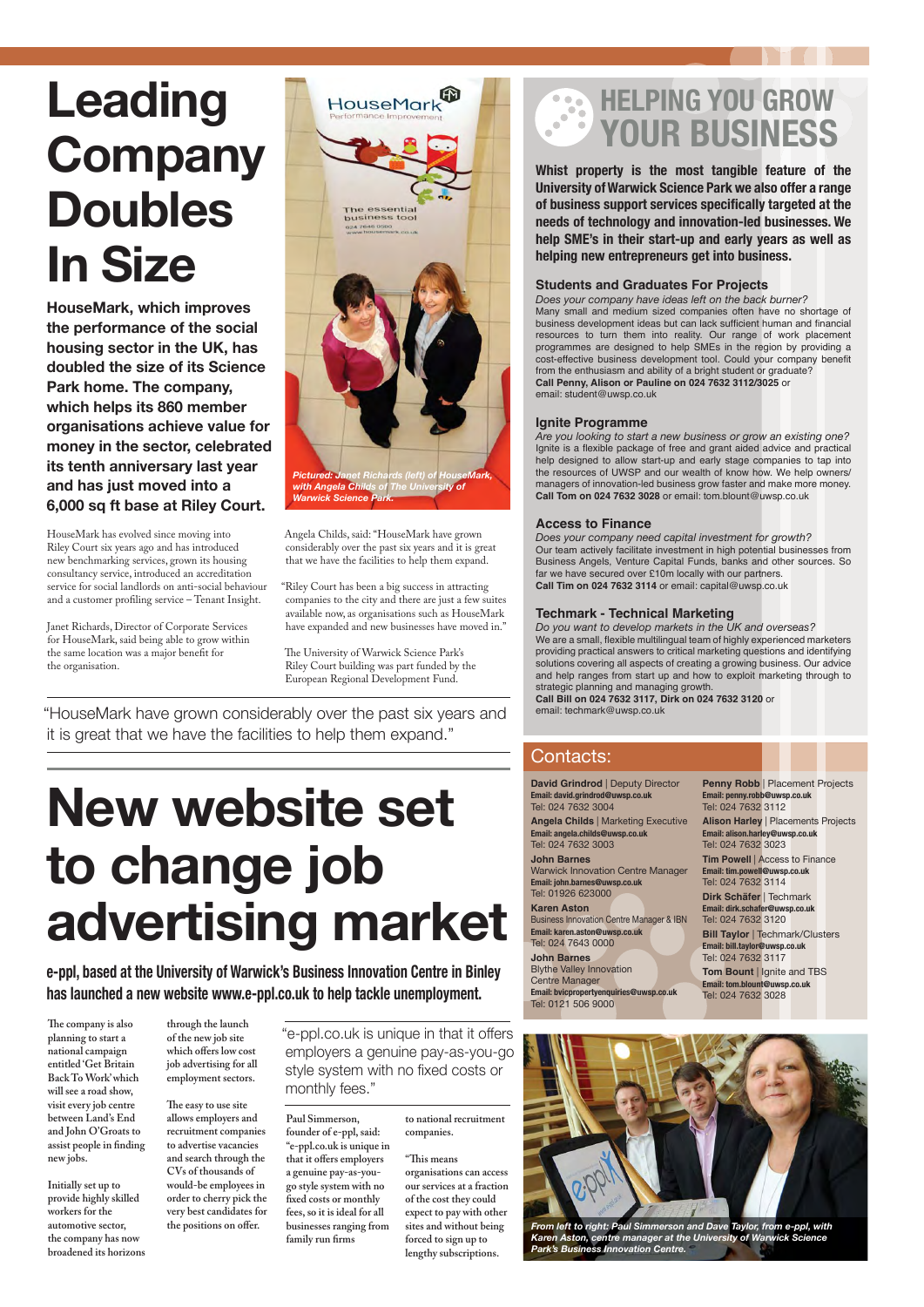# Leading Company Doubles In Size

**HouseMark, which improves the performance of the social housing sector in the UK, has doubled the size of its Science Park home. The company, which helps its 860 member organisations achieve value for money in the sector, celebrated its tenth anniversary last year and has just moved into a 6,000 sq ft base at Riley Court.**

*Pictured: Janet Richards (left) of HouseMark, with Angela Childs of The University of Warwick Science Park.*

HouseMark has evolved since moving into Riley Court six years ago and has introduced new benchmarking services, grown its housing consultancy service, introduced an accreditation service for social landlords on anti-social behaviour and a customer profiling service – Tenant Insight.

Janet Richards, Director of Corporate Services for HouseMark, said being able to grow within the same location was a major benefit for the organisation.

Angela Childs, said: "HouseMark have grown considerably over the past six years and it is great that we have the facilities to help them expand.

"Riley Court has been a big success in attracting companies to the city and there are just a few suites available now, as organisations such as HouseMark have expanded and new businesses have moved in."

The University of Warwick Science Park's Riley Court building was part funded by the European Regional Development Fund.

"HouseMark have grown considerably over the past six years and it is great that we have the facilities to help them expand."

# New website set to change job advertising market

**e-ppl, based at the University of Warwick's Business Innovation Centre in Binley has launched a new website www.e-ppl.co.uk to help tackle unemployment.**

The company is also planning to start a national campaign entitled 'Get Britain Back To Work' which will see a road show, visit every job centre between Land's End and John O'Groats to assist people in finding new jobs.

Initially set up to provide highly skilled workers for the automotive sector, the company has now broadened its horizons through the launch of the new job site which offers low cost job advertising for all employment sectors.

The easy to use site allows employers and recruitment companies to advertise vacancies and search through the CVs of thousands of would-be employees in order to cherry pick the very best candidates for the positions on offer.

"e-ppl.co.uk is unique in that it offers employers a genuine pay-as-you-go style system with no fixed costs or monthly fees."

Paul Simmerson, founder of e-ppl, said: "e-ppl.co.uk is unique in that it offers employers a genuine pay-as-you-go style system with no fixed costs or monthly fees, so it is ideal for all businesses ranging from family run firms to national recruitment companies.

"This means organisations can access our services at a fraction of the cost they could expect to pay with other sites and without being forced to sign up to lengthy subscriptions.

# HELPING YOU GROW YOUR BUSINESS

**Whilst property is the most tangible feature of the University of Warwick Science Park we also offer a range of business support services specifically targeted at the needs of technology and innovation-led businesses. We help SME's in their start-up and early years as well as helping new entrepreneurs get into business.**

## Students and Graduates For Projects

*Does your company have ideas left on the back burner?*
Many small and medium sized companies often have no shortage of business development ideas but can lack sufficient human and financial resources to turn them into reality. Our range of work placement programmes are designed to help SMEs in the region by providing a cost-effective business development tool. Could your company benefit from the enthusiasm and ability of a bright student or graduate?
**Call Penny, Alison or Pauline on 024 7632 3112/3025** or email: student@uwsp.co.uk

## Ignite Programme

*Are you looking to start a new business or grow an existing one?*
Ignite is a flexible package of free and grant aided advice and practical help designed to allow start-up and early stage companies to tap into the resources of UWSP and our wealth of know how. We help owners/managers of innovation-led business grow faster and make more money.
**Call Tom on 024 7632 3028** or email: tom.blount@uwsp.co.uk

## Access to Finance

*Does your company need capital investment for growth?*
Our team actively facilitate investment in high potential businesses from Business Angels, Venture Capital Funds, banks and other sources. So far we have secured over £10m locally with our partners.
**Call Tim on 024 7632 3114** or email: capital@uwsp.co.uk

## Techmark - Technical Marketing

*Do you want to develop markets in the UK and overseas?*
We are a small, flexible multilingual team of highly experienced marketers providing practical answers to critical marketing questions and identifying solutions covering all aspects of creating a growing business. Our advice and help ranges from start up and how to exploit marketing through to strategic planning and managing growth.
**Call Bill on 024 7632 3117, Dirk on 024 7632 3120** or email: techmark@uwsp.co.uk

## Contacts:

**David Grindrod** | Deputy Director
Email: david.grindrod@uwsp.co.uk
Tel: 024 7632 3004

**Angela Childs** | Marketing Executive
Email: angela.childs@uwsp.co.uk
Tel: 024 7632 3003

**John Barnes**
Warwick Innovation Centre Manager
Email: john.barnes@uwsp.co.uk
Tel: 01926 623000

**Karen Aston**
Business Innovation Centre Manager & IBN
Email: karen.aston@uwsp.co.uk
Tel: 024 7643 0000

**John Barnes**
Blythe Valley Innovation Centre Manager
Email: bvicpropertyenquiries@uwsp.co.uk
Tel: 0121 506 9000

**Penny Robb** | Placement Projects
Email: penny.robb@uwsp.co.uk
Tel: 024 7632 3112

**Alison Harley** | Placements Projects
Email: alison.harley@uwsp.co.uk
Tel: 024 7632 3023

**Tim Powell** | Access to Finance
Email: tim.powell@uwsp.co.uk
Tel: 024 7632 3114

**Dirk Schäfer** | Techmark
Email: dirk.schafer@uwsp.co.uk
Tel: 024 7632 3120

**Bill Taylor** | Techmark/Clusters
Email: bill.taylor@uwsp.co.uk
Tel: 024 7632 3117

**Tom Bount** | Ignite and TBS
Email: tom.blount@uwsp.co.uk
Tel: 024 7632 3028

*From left to right: Paul Simmerson and Dave Taylor, from e-ppl, with Karen Aston, centre manager at the University of Warwick Science Park's Business Innovation Centre.*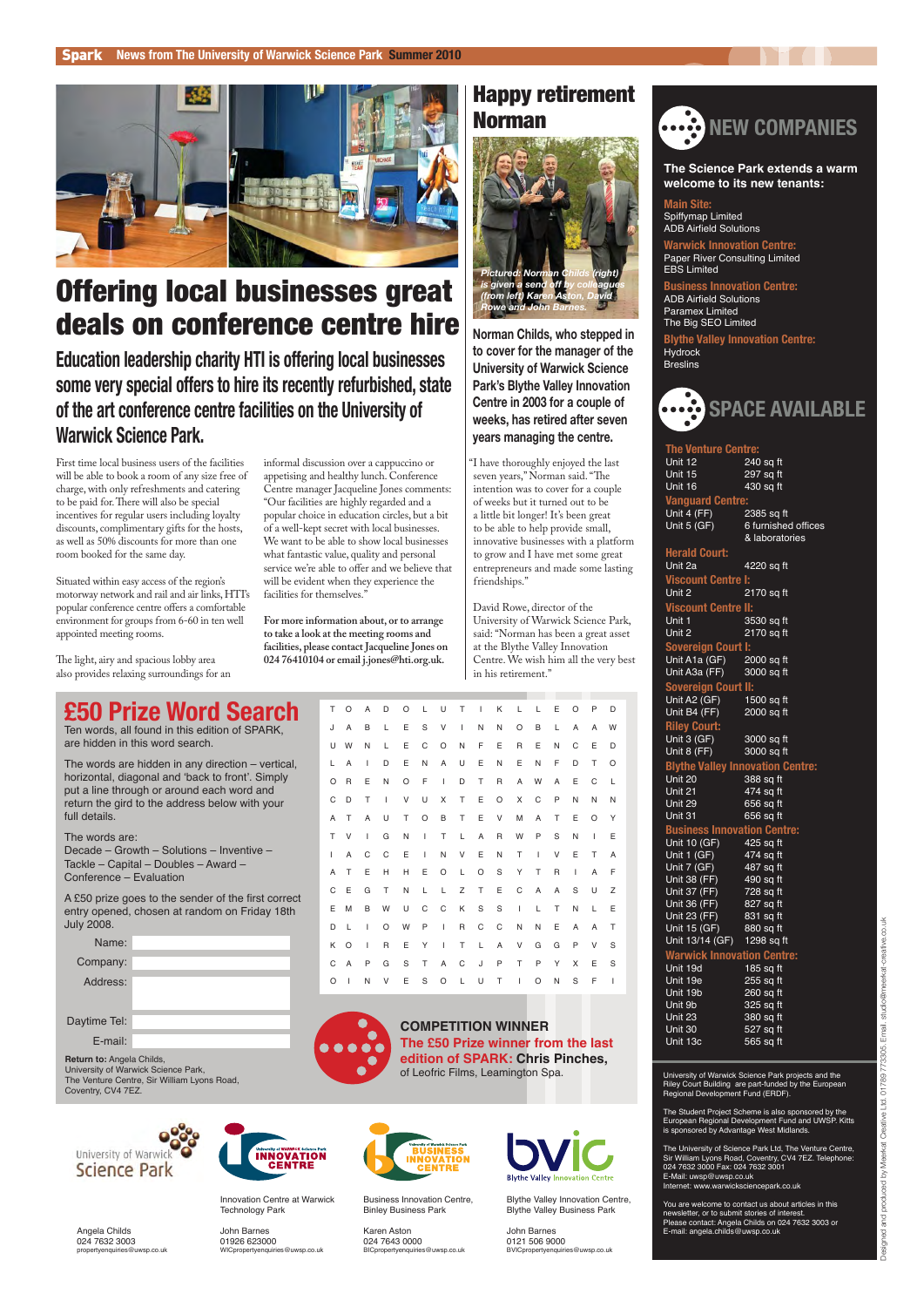# Offering local businesses great deals on conference centre hire

## Education leadership charity HTI is offering local businesses some very special offers to hire its recently refurbished, state of the art conference centre facilities on the University of Warwick Science Park.

First time local business users of the facilities will be able to book a room of any size free of charge, with only refreshments and catering to be paid for. There will also be special incentives for regular users including loyalty discounts, complimentary gifts for the hosts, as well as 50% discounts for more than one room booked for the same day.

Situated within easy access of the region's motorway network and rail and air links, HTI's popular conference centre offers a comfortable environment for groups from 6-60 in ten well appointed meeting rooms.

The light, airy and spacious lobby area also provides relaxing surroundings for an informal discussion over a cappuccino or appetising and healthy lunch. Conference Centre manager Jacqueline Jones comments: "Our facilities are highly regarded and a popular choice in education circles, but a bit of a well-kept secret with local businesses. We want to be able to show local businesses what fantastic value, quality and personal service we're able to offer and we believe that will be evident when they experience the facilities for themselves."

**For more information about, or to arrange to take a look at the meeting rooms and facilities, please contact Jacqueline Jones on 024 76410104 or email j.jones@hti.org.uk.**

# Happy retirement Norman

*Pictured: Norman Childs (right) is given a send off by colleagues (from left) Karen Aston, David Rowe and John Barnes.*

**Norman Childs, who stepped in to cover for the manager of the University of Warwick Science Park's Blythe Valley Innovation Centre in 2003 for a couple of weeks, has retired after seven years managing the centre.**

"I have thoroughly enjoyed the last seven years," Norman said. "The intention was to cover for a couple of weeks but it turned out to be a little bit longer! It's been great to be able to help provide small, innovative businesses with a platform to grow and I have met some great entrepreneurs and made some lasting friendships."

David Rowe, director of the University of Warwick Science Park, said: "Norman has been a great asset at the Blythe Valley Innovation Centre. We wish him all the very best in his retirement."

# £50 Prize Word Search

Ten words, all found in this edition of SPARK, are hidden in this word search.

The words are hidden in any direction – vertical, horizontal, diagonal and 'back to front'. Simply put a line through or around each word and return the gird to the address below with your full details.

The words are:
Decade – Growth – Solutions – Inventive – Tackle – Capital – Doubles – Award – Conference – Evaluation

A £50 prize goes to the sender of the first correct entry opened, chosen at random on Friday 18th July 2008.

Name:
Company:
Address:

Daytime Tel:
E-mail:

**Return to:** Angela Childs, University of Warwick Science Park, The Venture Centre, Sir William Lyons Road, Coventry, CV4 7EZ.

```
T O A D O L U T I K L L E O P D
J A B L E S V I N N O B L A A W
U W N L E C O N F E R E N C E D
L A I D E N A U E N E N F D T O
O R E N O F I D T R A W A E C L
C D T I V U X T E O X C P N N N
A T A U T O B T E V M A T E O Y
T V I G N I T L A R W P S N I E
I A C C E I N V E N T I V E T A
A T E H H E O L O S Y T R I A F
C E G T N L L Z T E C A A S U Z
E M B W U C C K S S I L T N L E
D L I O W P I R C C N N E A A T
K O I R E Y I T L A V G G P V S
C A P G S T A C J P T P Y X E S
O I N V E S O L U T I O N S F I
```

**COMPETITION WINNER**
**The £50 Prize winner from the last edition of SPARK: Chris Pinches,**
of Leofric Films, Leamington Spa.

# NEW COMPANIES

**The Science Park extends a warm welcome to its new tenants:**

**Main Site:**
Spiffymap Limited
ADB Airfield Solutions

**Warwick Innovation Centre:**
Paper River Consulting Limited
EBS Limited

**Business Innovation Centre:**
ADB Airfield Solutions
Paramex Limited
The Big SEO Limited

**Blythe Valley Innovation Centre:**
Hydrock
Breslins

# SPACE AVAILABLE

**The Venture Centre:**

| | |
|---|---|
| Unit 12 | 240 sq ft |
| Unit 15 | 297 sq ft |
| Unit 16 | 430 sq ft |

**Vanguard Centre:**

| | |
|---|---|
| Unit 4 (FF) | 2385 sq ft |
| Unit 5 (GF) | 6 furnished offices & laboratories |

**Herald Court:**

| | |
|---|---|
| Unit 2a | 4220 sq ft |

**Viscount Centre I:**

| | |
|---|---|
| Unit 2 | 2170 sq ft |

**Viscount Centre II:**

| | |
|---|---|
| Unit 1 | 3530 sq ft |
| Unit 2 | 2170 sq ft |

**Sovereign Court I:**

| | |
|---|---|
| Unit A1a (GF) | 2000 sq ft |
| Unit A3a (FF) | 3000 sq ft |

**Sovereign Court II:**

| | |
|---|---|
| Unit A2 (GF) | 1500 sq ft |
| Unit B4 (FF) | 2000 sq ft |

**Riley Court:**

| | |
|---|---|
| Unit 3 (GF) | 3000 sq ft |
| Unit 8 (FF) | 3000 sq ft |

**Blythe Valley Innovation Centre:**

| | |
|---|---|
| Unit 20 | 388 sq ft |
| Unit 21 | 474 sq ft |
| Unit 29 | 656 sq ft |
| Unit 31 | 656 sq ft |

**Business Innovation Centre:**

| | |
|---|---|
| Unit 10 (GF) | 425 sq ft |
| Unit 1 (GF) | 474 sq ft |
| Unit 7 (GF) | 487 sq ft |
| Unit 38 (FF) | 490 sq ft |
| Unit 37 (FF) | 728 sq ft |
| Unit 36 (FF) | 827 sq ft |
| Unit 23 (FF) | 831 sq ft |
| Unit 15 (GF) | 860 sq ft |
| Unit 13/14 (GF) | 1298 sq ft |

**Warwick Innovation Centre:**

| | |
|---|---|
| Unit 19d | 185 sq ft |
| Unit 19e | 255 sq ft |
| Unit 19b | 260 sq ft |
| Unit 9b | 325 sq ft |
| Unit 23 | 380 sq ft |
| Unit 30 | 527 sq ft |
| Unit 13c | 565 sq ft |

University of Warwick Science Park projects and the Riley Court Building are part-funded by the European Regional Development Fund (ERDF).

The Student Project Scheme is also sponsored by the European Regional Development Fund and UWSP. Kitts is sponsored by Advantage West Midlands.

The University of Science Park Ltd, The Venture Centre, Sir William Lyons Road, Coventry, CV4 7EZ. Telephone: 024 7632 3000 Fax: 024 7632 3001
E-Mail: uwsp@uwsp.co.uk
Internet: www.warwicksciencepark.co.uk

You are welcome to contact us about articles in this newsletter, or to submit stories of interest. Please contact: Angela Childs on 024 7632 3003 or E-mail: angela.childs@uwsp.co.uk

University of Warwick Science Park
Angela Childs
024 7632 3003
propertyenquiries@uwsp.co.uk

Innovation Centre at Warwick Technology Park
John Barnes
01926 623000
WICpropertyenquiries@uwsp.co.uk

Business Innovation Centre, Binley Business Park
Karen Aston
024 7643 0000
BICpropertyenquiries@uwsp.co.uk

Blythe Valley Innovation Centre, Blythe Valley Business Park
John Barnes
0121 506 9000
BVICpropertyenquiries@uwsp.co.uk

Designed and produced by Meerkat Creative Ltd. 01789 773305. Email: studio@meerkat-creative.co.uk